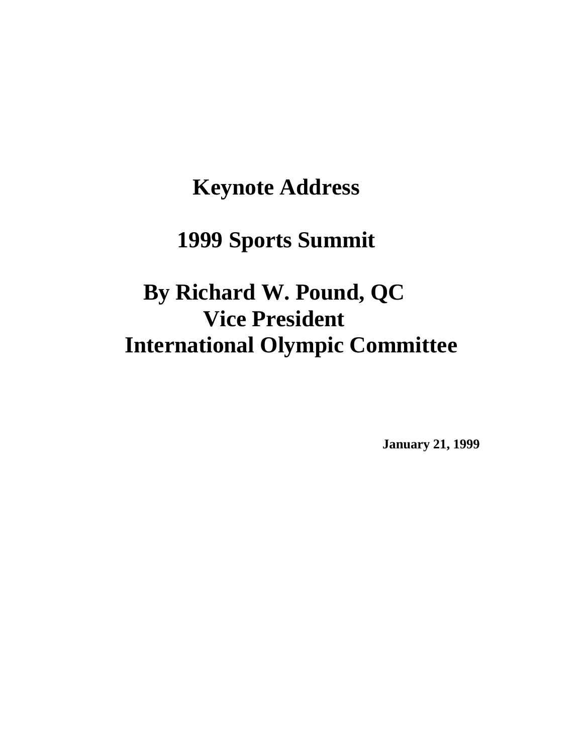# Keynote Address

# 1999 Sports Summit

## By Richard W. Pound, QC
## Vice President
## International Olympic Committee

**January 21, 1999**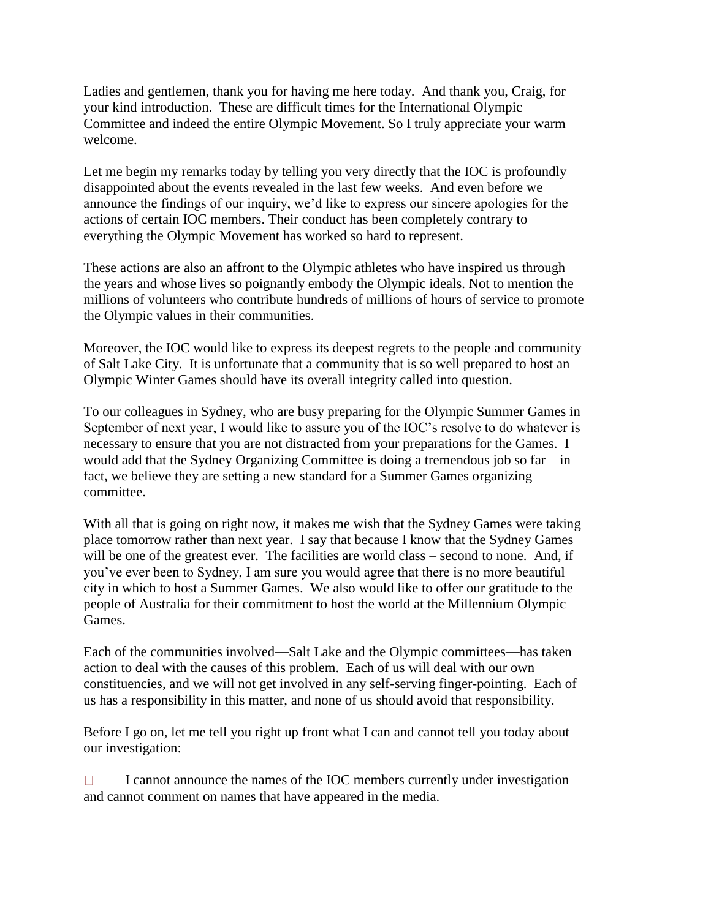Ladies and gentlemen, thank you for having me here today. And thank you, Craig, for your kind introduction. These are difficult times for the International Olympic Committee and indeed the entire Olympic Movement. So I truly appreciate your warm welcome.

Let me begin my remarks today by telling you very directly that the IOC is profoundly disappointed about the events revealed in the last few weeks. And even before we announce the findings of our inquiry, we'd like to express our sincere apologies for the actions of certain IOC members. Their conduct has been completely contrary to everything the Olympic Movement has worked so hard to represent.

These actions are also an affront to the Olympic athletes who have inspired us through the years and whose lives so poignantly embody the Olympic ideals. Not to mention the millions of volunteers who contribute hundreds of millions of hours of service to promote the Olympic values in their communities.

Moreover, the IOC would like to express its deepest regrets to the people and community of Salt Lake City. It is unfortunate that a community that is so well prepared to host an Olympic Winter Games should have its overall integrity called into question.

To our colleagues in Sydney, who are busy preparing for the Olympic Summer Games in September of next year, I would like to assure you of the IOC's resolve to do whatever is necessary to ensure that you are not distracted from your preparations for the Games. I would add that the Sydney Organizing Committee is doing a tremendous job so far – in fact, we believe they are setting a new standard for a Summer Games organizing committee.

With all that is going on right now, it makes me wish that the Sydney Games were taking place tomorrow rather than next year. I say that because I know that the Sydney Games will be one of the greatest ever. The facilities are world class – second to none. And, if you've ever been to Sydney, I am sure you would agree that there is no more beautiful city in which to host a Summer Games. We also would like to offer our gratitude to the people of Australia for their commitment to host the world at the Millennium Olympic Games.

Each of the communities involved—Salt Lake and the Olympic committees—has taken action to deal with the causes of this problem. Each of us will deal with our own constituencies, and we will not get involved in any self-serving finger-pointing. Each of us has a responsibility in this matter, and none of us should avoid that responsibility.

Before I go on, let me tell you right up front what I can and cannot tell you today about our investigation:

- I cannot announce the names of the IOC members currently under investigation and cannot comment on names that have appeared in the media.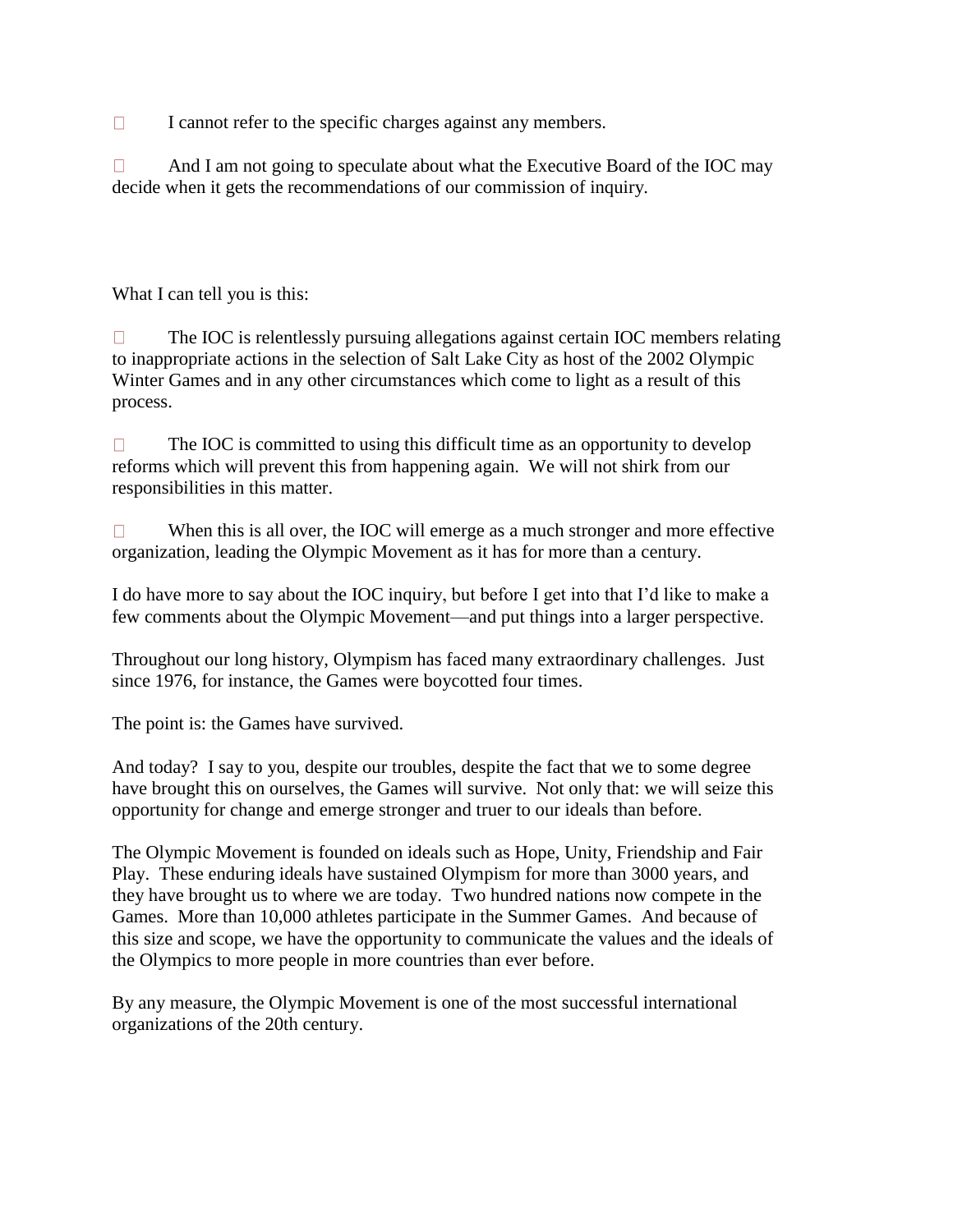- I cannot refer to the specific charges against any members.
- And I am not going to speculate about what the Executive Board of the IOC may decide when it gets the recommendations of our commission of inquiry.

What I can tell you is this:

- The IOC is relentlessly pursuing allegations against certain IOC members relating to inappropriate actions in the selection of Salt Lake City as host of the 2002 Olympic Winter Games and in any other circumstances which come to light as a result of this process.
- The IOC is committed to using this difficult time as an opportunity to develop reforms which will prevent this from happening again. We will not shirk from our responsibilities in this matter.
- When this is all over, the IOC will emerge as a much stronger and more effective organization, leading the Olympic Movement as it has for more than a century.

I do have more to say about the IOC inquiry, but before I get into that I'd like to make a few comments about the Olympic Movement—and put things into a larger perspective.

Throughout our long history, Olympism has faced many extraordinary challenges. Just since 1976, for instance, the Games were boycotted four times.

The point is: the Games have survived.

And today? I say to you, despite our troubles, despite the fact that we to some degree have brought this on ourselves, the Games will survive. Not only that: we will seize this opportunity for change and emerge stronger and truer to our ideals than before.

The Olympic Movement is founded on ideals such as Hope, Unity, Friendship and Fair Play. These enduring ideals have sustained Olympism for more than 3000 years, and they have brought us to where we are today. Two hundred nations now compete in the Games. More than 10,000 athletes participate in the Summer Games. And because of this size and scope, we have the opportunity to communicate the values and the ideals of the Olympics to more people in more countries than ever before.

By any measure, the Olympic Movement is one of the most successful international organizations of the 20th century.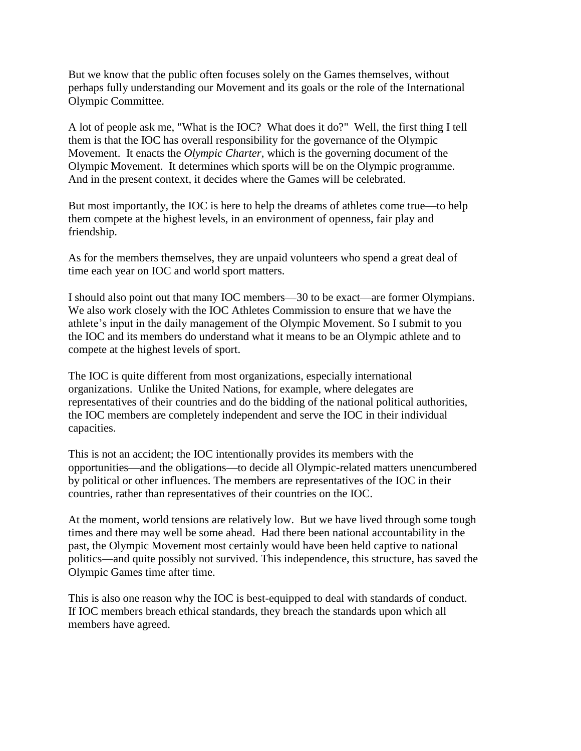But we know that the public often focuses solely on the Games themselves, without perhaps fully understanding our Movement and its goals or the role of the International Olympic Committee.

A lot of people ask me, "What is the IOC? What does it do?" Well, the first thing I tell them is that the IOC has overall responsibility for the governance of the Olympic Movement. It enacts the *Olympic Charter*, which is the governing document of the Olympic Movement. It determines which sports will be on the Olympic programme. And in the present context, it decides where the Games will be celebrated.

But most importantly, the IOC is here to help the dreams of athletes come true—to help them compete at the highest levels, in an environment of openness, fair play and friendship.

As for the members themselves, they are unpaid volunteers who spend a great deal of time each year on IOC and world sport matters.

I should also point out that many IOC members—30 to be exact—are former Olympians. We also work closely with the IOC Athletes Commission to ensure that we have the athlete's input in the daily management of the Olympic Movement. So I submit to you the IOC and its members do understand what it means to be an Olympic athlete and to compete at the highest levels of sport.

The IOC is quite different from most organizations, especially international organizations. Unlike the United Nations, for example, where delegates are representatives of their countries and do the bidding of the national political authorities, the IOC members are completely independent and serve the IOC in their individual capacities.

This is not an accident; the IOC intentionally provides its members with the opportunities—and the obligations—to decide all Olympic-related matters unencumbered by political or other influences. The members are representatives of the IOC in their countries, rather than representatives of their countries on the IOC.

At the moment, world tensions are relatively low. But we have lived through some tough times and there may well be some ahead. Had there been national accountability in the past, the Olympic Movement most certainly would have been held captive to national politics—and quite possibly not survived. This independence, this structure, has saved the Olympic Games time after time.

This is also one reason why the IOC is best-equipped to deal with standards of conduct. If IOC members breach ethical standards, they breach the standards upon which all members have agreed.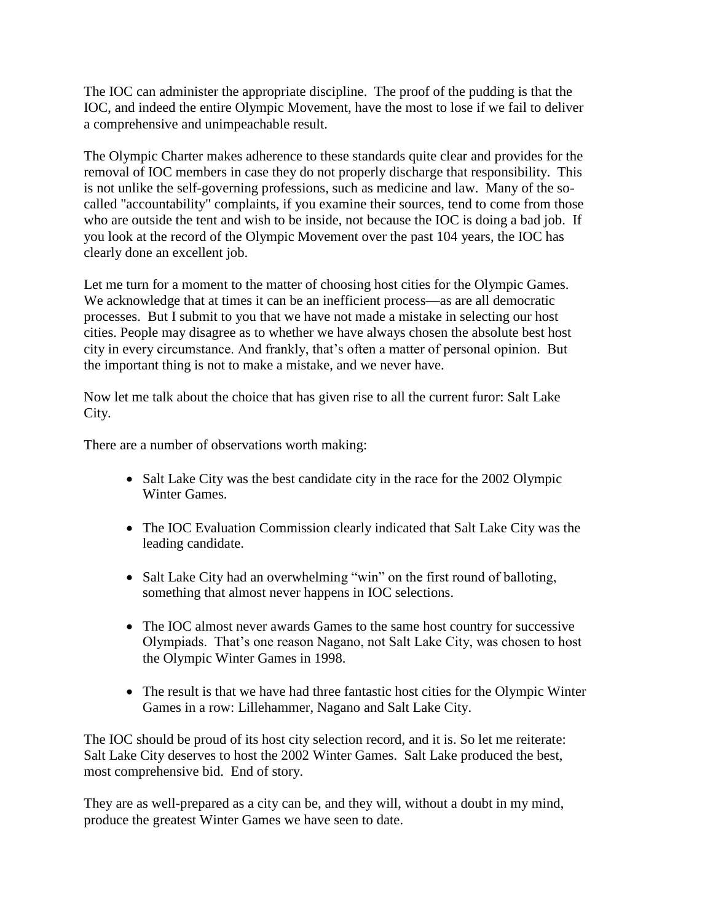The IOC can administer the appropriate discipline. The proof of the pudding is that the IOC, and indeed the entire Olympic Movement, have the most to lose if we fail to deliver a comprehensive and unimpeachable result.

The Olympic Charter makes adherence to these standards quite clear and provides for the removal of IOC members in case they do not properly discharge that responsibility. This is not unlike the self-governing professions, such as medicine and law. Many of the so-called "accountability" complaints, if you examine their sources, tend to come from those who are outside the tent and wish to be inside, not because the IOC is doing a bad job. If you look at the record of the Olympic Movement over the past 104 years, the IOC has clearly done an excellent job.

Let me turn for a moment to the matter of choosing host cities for the Olympic Games. We acknowledge that at times it can be an inefficient process—as are all democratic processes. But I submit to you that we have not made a mistake in selecting our host cities. People may disagree as to whether we have always chosen the absolute best host city in every circumstance. And frankly, that's often a matter of personal opinion. But the important thing is not to make a mistake, and we never have.

Now let me talk about the choice that has given rise to all the current furor: Salt Lake City.

There are a number of observations worth making:

- Salt Lake City was the best candidate city in the race for the 2002 Olympic Winter Games.
- The IOC Evaluation Commission clearly indicated that Salt Lake City was the leading candidate.
- Salt Lake City had an overwhelming "win" on the first round of balloting, something that almost never happens in IOC selections.
- The IOC almost never awards Games to the same host country for successive Olympiads. That's one reason Nagano, not Salt Lake City, was chosen to host the Olympic Winter Games in 1998.
- The result is that we have had three fantastic host cities for the Olympic Winter Games in a row: Lillehammer, Nagano and Salt Lake City.

The IOC should be proud of its host city selection record, and it is. So let me reiterate: Salt Lake City deserves to host the 2002 Winter Games. Salt Lake produced the best, most comprehensive bid. End of story.

They are as well-prepared as a city can be, and they will, without a doubt in my mind, produce the greatest Winter Games we have seen to date.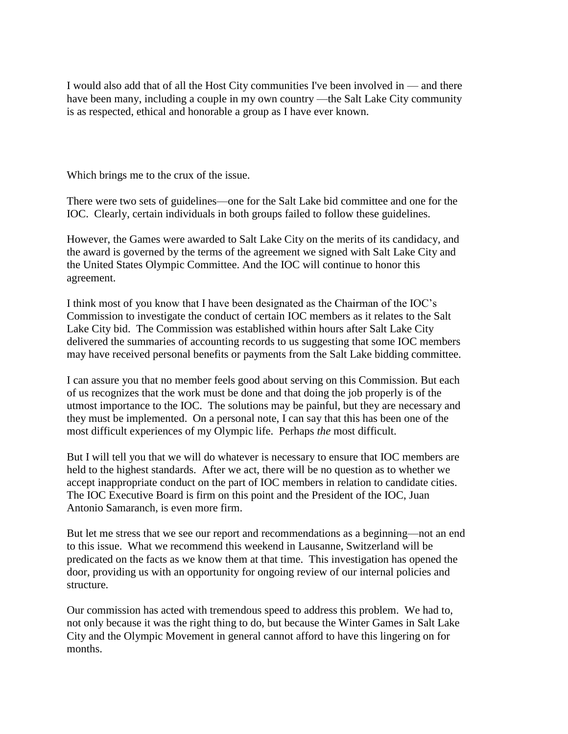I would also add that of all the Host City communities I've been involved in — and there have been many, including a couple in my own country —the Salt Lake City community is as respected, ethical and honorable a group as I have ever known.

Which brings me to the crux of the issue.

There were two sets of guidelines—one for the Salt Lake bid committee and one for the IOC. Clearly, certain individuals in both groups failed to follow these guidelines.

However, the Games were awarded to Salt Lake City on the merits of its candidacy, and the award is governed by the terms of the agreement we signed with Salt Lake City and the United States Olympic Committee. And the IOC will continue to honor this agreement.

I think most of you know that I have been designated as the Chairman of the IOC's Commission to investigate the conduct of certain IOC members as it relates to the Salt Lake City bid. The Commission was established within hours after Salt Lake City delivered the summaries of accounting records to us suggesting that some IOC members may have received personal benefits or payments from the Salt Lake bidding committee.

I can assure you that no member feels good about serving on this Commission. But each of us recognizes that the work must be done and that doing the job properly is of the utmost importance to the IOC. The solutions may be painful, but they are necessary and they must be implemented. On a personal note, I can say that this has been one of the most difficult experiences of my Olympic life. Perhaps *the* most difficult.

But I will tell you that we will do whatever is necessary to ensure that IOC members are held to the highest standards. After we act, there will be no question as to whether we accept inappropriate conduct on the part of IOC members in relation to candidate cities. The IOC Executive Board is firm on this point and the President of the IOC, Juan Antonio Samaranch, is even more firm.

But let me stress that we see our report and recommendations as a beginning—not an end to this issue. What we recommend this weekend in Lausanne, Switzerland will be predicated on the facts as we know them at that time. This investigation has opened the door, providing us with an opportunity for ongoing review of our internal policies and structure.

Our commission has acted with tremendous speed to address this problem. We had to, not only because it was the right thing to do, but because the Winter Games in Salt Lake City and the Olympic Movement in general cannot afford to have this lingering on for months.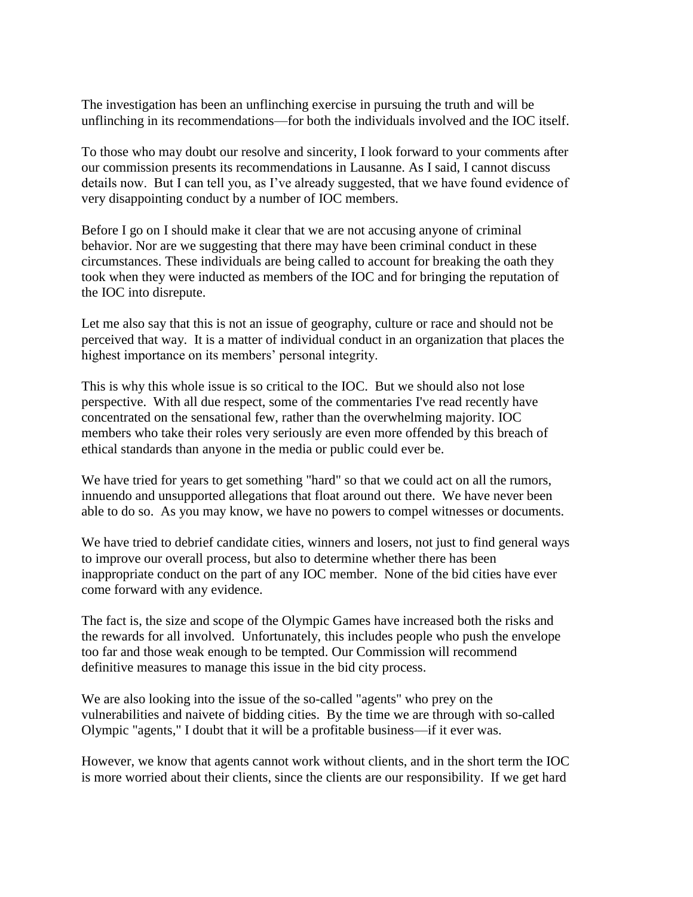The investigation has been an unflinching exercise in pursuing the truth and will be unflinching in its recommendations—for both the individuals involved and the IOC itself.

To those who may doubt our resolve and sincerity, I look forward to your comments after our commission presents its recommendations in Lausanne. As I said, I cannot discuss details now. But I can tell you, as I've already suggested, that we have found evidence of very disappointing conduct by a number of IOC members.

Before I go on I should make it clear that we are not accusing anyone of criminal behavior. Nor are we suggesting that there may have been criminal conduct in these circumstances. These individuals are being called to account for breaking the oath they took when they were inducted as members of the IOC and for bringing the reputation of the IOC into disrepute.

Let me also say that this is not an issue of geography, culture or race and should not be perceived that way. It is a matter of individual conduct in an organization that places the highest importance on its members' personal integrity.

This is why this whole issue is so critical to the IOC. But we should also not lose perspective. With all due respect, some of the commentaries I've read recently have concentrated on the sensational few, rather than the overwhelming majority. IOC members who take their roles very seriously are even more offended by this breach of ethical standards than anyone in the media or public could ever be.

We have tried for years to get something "hard" so that we could act on all the rumors, innuendo and unsupported allegations that float around out there. We have never been able to do so. As you may know, we have no powers to compel witnesses or documents.

We have tried to debrief candidate cities, winners and losers, not just to find general ways to improve our overall process, but also to determine whether there has been inappropriate conduct on the part of any IOC member. None of the bid cities have ever come forward with any evidence.

The fact is, the size and scope of the Olympic Games have increased both the risks and the rewards for all involved. Unfortunately, this includes people who push the envelope too far and those weak enough to be tempted. Our Commission will recommend definitive measures to manage this issue in the bid city process.

We are also looking into the issue of the so-called "agents" who prey on the vulnerabilities and naivete of bidding cities. By the time we are through with so-called Olympic "agents," I doubt that it will be a profitable business—if it ever was.

However, we know that agents cannot work without clients, and in the short term the IOC is more worried about their clients, since the clients are our responsibility. If we get hard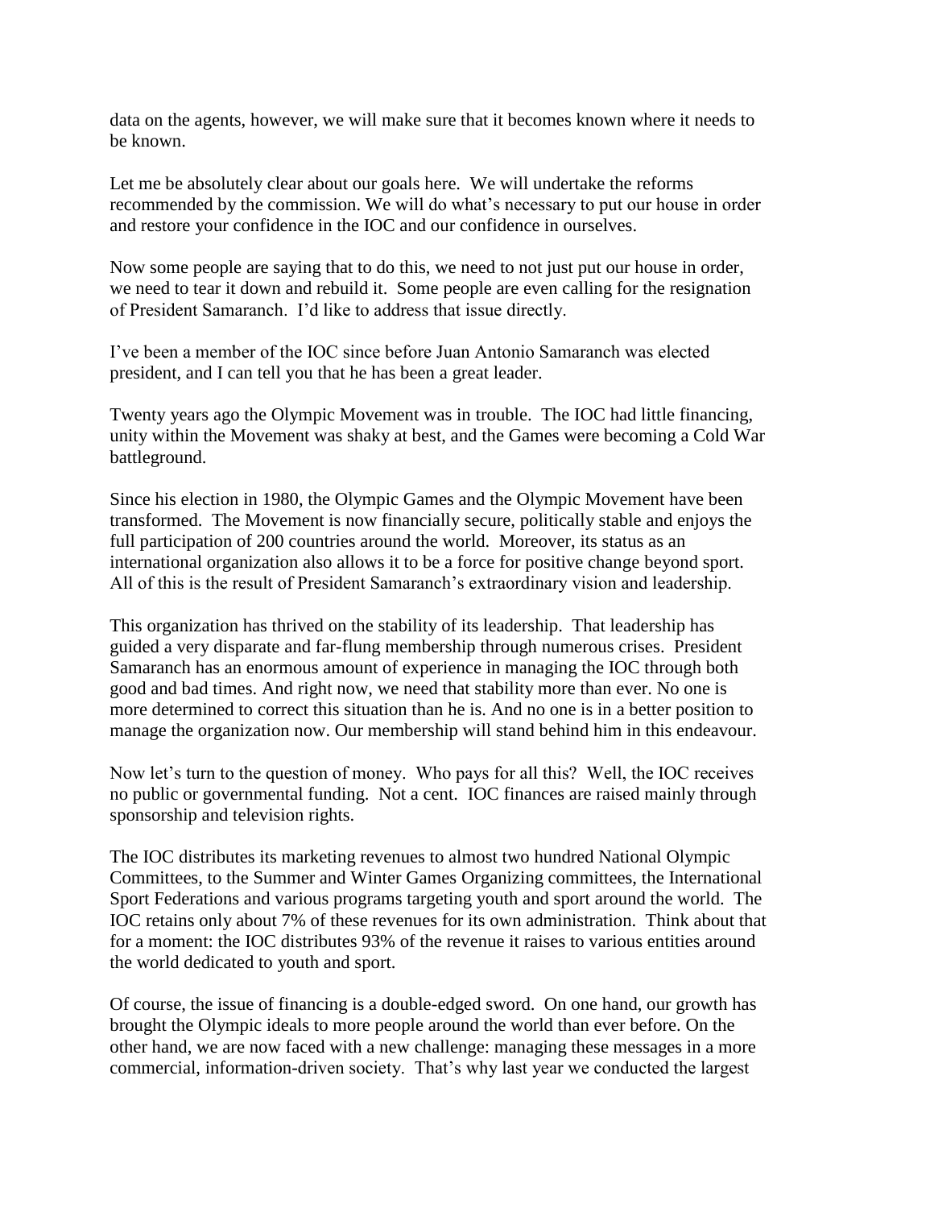data on the agents, however, we will make sure that it becomes known where it needs to be known.

Let me be absolutely clear about our goals here. We will undertake the reforms recommended by the commission. We will do what's necessary to put our house in order and restore your confidence in the IOC and our confidence in ourselves.

Now some people are saying that to do this, we need to not just put our house in order, we need to tear it down and rebuild it. Some people are even calling for the resignation of President Samaranch. I'd like to address that issue directly.

I've been a member of the IOC since before Juan Antonio Samaranch was elected president, and I can tell you that he has been a great leader.

Twenty years ago the Olympic Movement was in trouble. The IOC had little financing, unity within the Movement was shaky at best, and the Games were becoming a Cold War battleground.

Since his election in 1980, the Olympic Games and the Olympic Movement have been transformed. The Movement is now financially secure, politically stable and enjoys the full participation of 200 countries around the world. Moreover, its status as an international organization also allows it to be a force for positive change beyond sport. All of this is the result of President Samaranch's extraordinary vision and leadership.

This organization has thrived on the stability of its leadership. That leadership has guided a very disparate and far-flung membership through numerous crises. President Samaranch has an enormous amount of experience in managing the IOC through both good and bad times. And right now, we need that stability more than ever. No one is more determined to correct this situation than he is. And no one is in a better position to manage the organization now. Our membership will stand behind him in this endeavour.

Now let's turn to the question of money. Who pays for all this? Well, the IOC receives no public or governmental funding. Not a cent. IOC finances are raised mainly through sponsorship and television rights.

The IOC distributes its marketing revenues to almost two hundred National Olympic Committees, to the Summer and Winter Games Organizing committees, the International Sport Federations and various programs targeting youth and sport around the world. The IOC retains only about 7% of these revenues for its own administration. Think about that for a moment: the IOC distributes 93% of the revenue it raises to various entities around the world dedicated to youth and sport.

Of course, the issue of financing is a double-edged sword. On one hand, our growth has brought the Olympic ideals to more people around the world than ever before. On the other hand, we are now faced with a new challenge: managing these messages in a more commercial, information-driven society. That's why last year we conducted the largest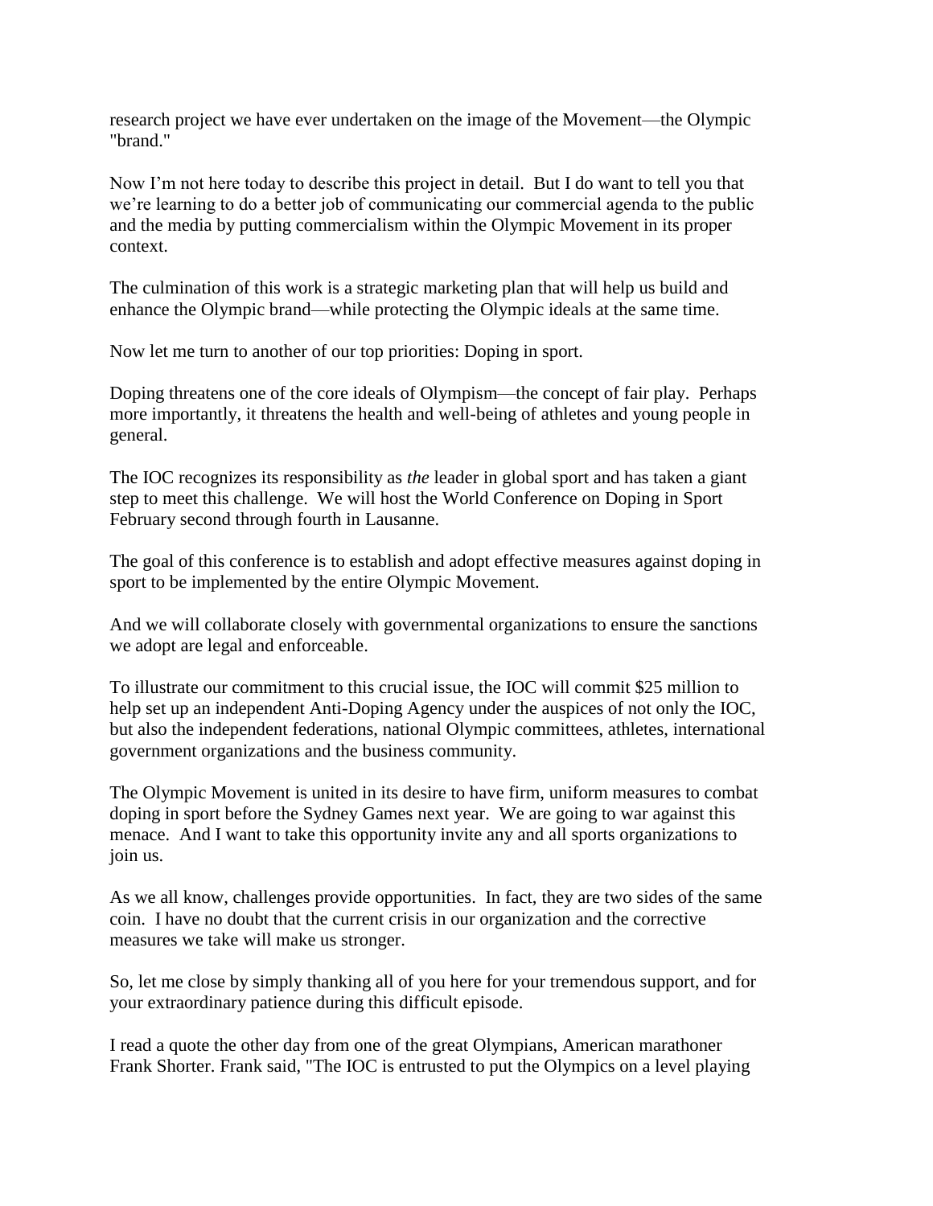research project we have ever undertaken on the image of the Movement—the Olympic "brand."

Now I'm not here today to describe this project in detail. But I do want to tell you that we're learning to do a better job of communicating our commercial agenda to the public and the media by putting commercialism within the Olympic Movement in its proper context.

The culmination of this work is a strategic marketing plan that will help us build and enhance the Olympic brand—while protecting the Olympic ideals at the same time.

Now let me turn to another of our top priorities: Doping in sport.

Doping threatens one of the core ideals of Olympism—the concept of fair play. Perhaps more importantly, it threatens the health and well-being of athletes and young people in general.

The IOC recognizes its responsibility as *the* leader in global sport and has taken a giant step to meet this challenge. We will host the World Conference on Doping in Sport February second through fourth in Lausanne.

The goal of this conference is to establish and adopt effective measures against doping in sport to be implemented by the entire Olympic Movement.

And we will collaborate closely with governmental organizations to ensure the sanctions we adopt are legal and enforceable.

To illustrate our commitment to this crucial issue, the IOC will commit $25 million to help set up an independent Anti-Doping Agency under the auspices of not only the IOC, but also the independent federations, national Olympic committees, athletes, international government organizations and the business community.

The Olympic Movement is united in its desire to have firm, uniform measures to combat doping in sport before the Sydney Games next year. We are going to war against this menace. And I want to take this opportunity invite any and all sports organizations to join us.

As we all know, challenges provide opportunities. In fact, they are two sides of the same coin. I have no doubt that the current crisis in our organization and the corrective measures we take will make us stronger.

So, let me close by simply thanking all of you here for your tremendous support, and for your extraordinary patience during this difficult episode.

I read a quote the other day from one of the great Olympians, American marathoner Frank Shorter. Frank said, "The IOC is entrusted to put the Olympics on a level playing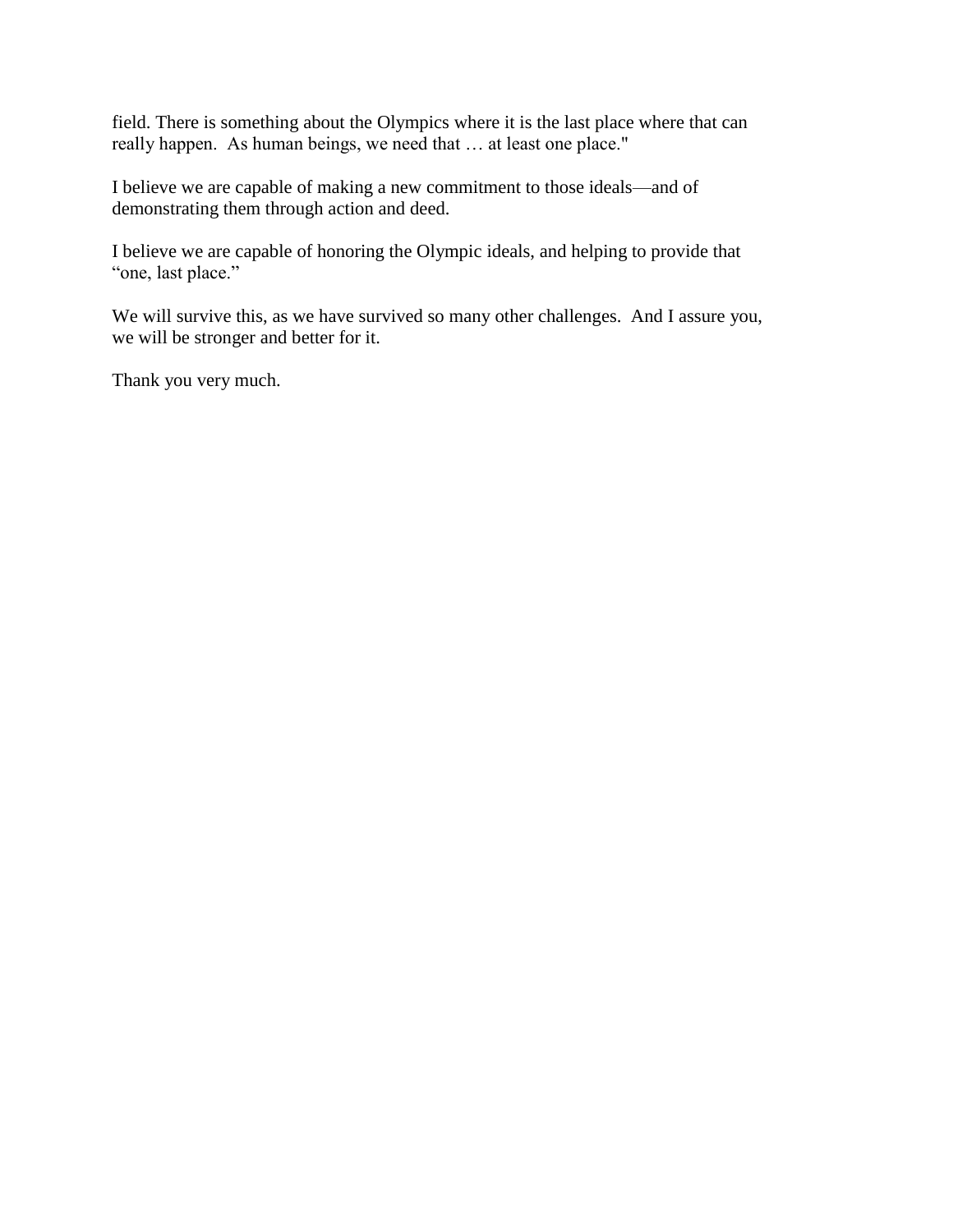field. There is something about the Olympics where it is the last place where that can really happen.  As human beings, we need that … at least one place."

I believe we are capable of making a new commitment to those ideals—and of demonstrating them through action and deed.

I believe we are capable of honoring the Olympic ideals, and helping to provide that "one, last place."

We will survive this, as we have survived so many other challenges.  And I assure you, we will be stronger and better for it.

Thank you very much.